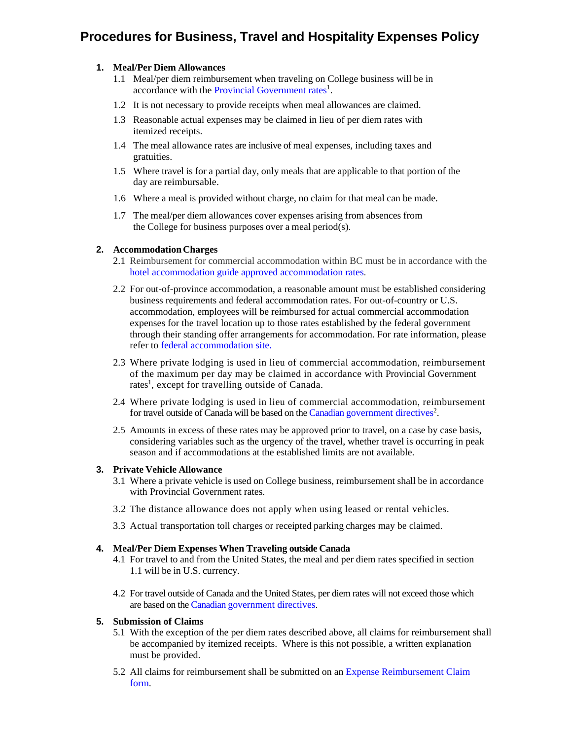# Procedures for Business, Travel and Hospitality Expenses Policy

## 1. Meal/Per Diem Allowances

1.1 Meal/per diem reimbursement when traveling on College business will be in accordance with the Provincial Government rates[1].

1.2 It is not necessary to provide receipts when meal allowances are claimed.

1.3 Reasonable actual expenses may be claimed in lieu of per diem rates with itemized receipts.

1.4 The meal allowance rates are inclusive of meal expenses, including taxes and gratuities.

1.5 Where travel is for a partial day, only meals that are applicable to that portion of the day are reimbursable.

1.6 Where a meal is provided without charge, no claim for that meal can be made.

1.7 The meal/per diem allowances cover expenses arising from absences from the College for business purposes over a meal period(s).

## 2. Accommodation Charges

2.1 Reimbursement for commercial accommodation within BC must be in accordance with the hotel accommodation guide approved accommodation rates.

2.2 For out-of-province accommodation, a reasonable amount must be established considering business requirements and federal accommodation rates. For out-of-country or U.S. accommodation, employees will be reimbursed for actual commercial accommodation expenses for the travel location up to those rates established by the federal government through their standing offer arrangements for accommodation. For rate information, please refer to federal accommodation site.

2.3 Where private lodging is used in lieu of commercial accommodation, reimbursement of the maximum per day may be claimed in accordance with Provincial Government rates[1], except for travelling outside of Canada.

2.4 Where private lodging is used in lieu of commercial accommodation, reimbursement for travel outside of Canada will be based on the Canadian government directives[2].

2.5 Amounts in excess of these rates may be approved prior to travel, on a case by case basis, considering variables such as the urgency of the travel, whether travel is occurring in peak season and if accommodations at the established limits are not available.

## 3. Private Vehicle Allowance

3.1 Where a private vehicle is used on College business, reimbursement shall be in accordance with Provincial Government rates.

3.2 The distance allowance does not apply when using leased or rental vehicles.

3.3 Actual transportation toll charges or receipted parking charges may be claimed.

## 4. Meal/Per Diem Expenses When Traveling outside Canada

4.1 For travel to and from the United States, the meal and per diem rates specified in section 1.1 will be in U.S. currency.

4.2 For travel outside of Canada and the United States, per diem rates will not exceed those which are based on the Canadian government directives.

## 5. Submission of Claims

5.1 With the exception of the per diem rates described above, all claims for reimbursement shall be accompanied by itemized receipts. Where is this not possible, a written explanation must be provided.

5.2 All claims for reimbursement shall be submitted on an Expense Reimbursement Claim form.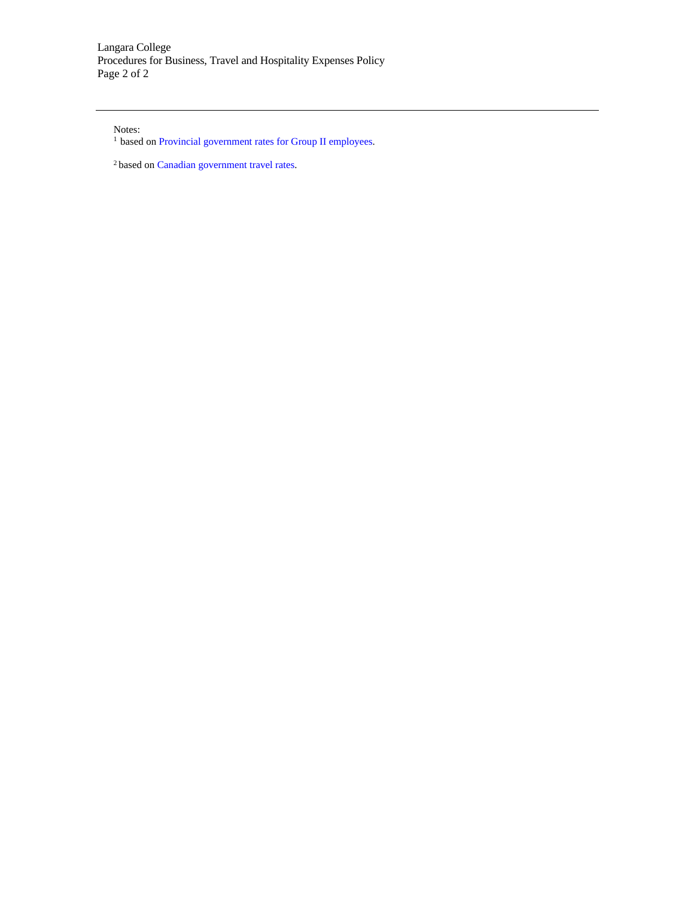Notes:

[1] based on Provincial government rates for Group II employees.

[2] based on Canadian government travel rates.